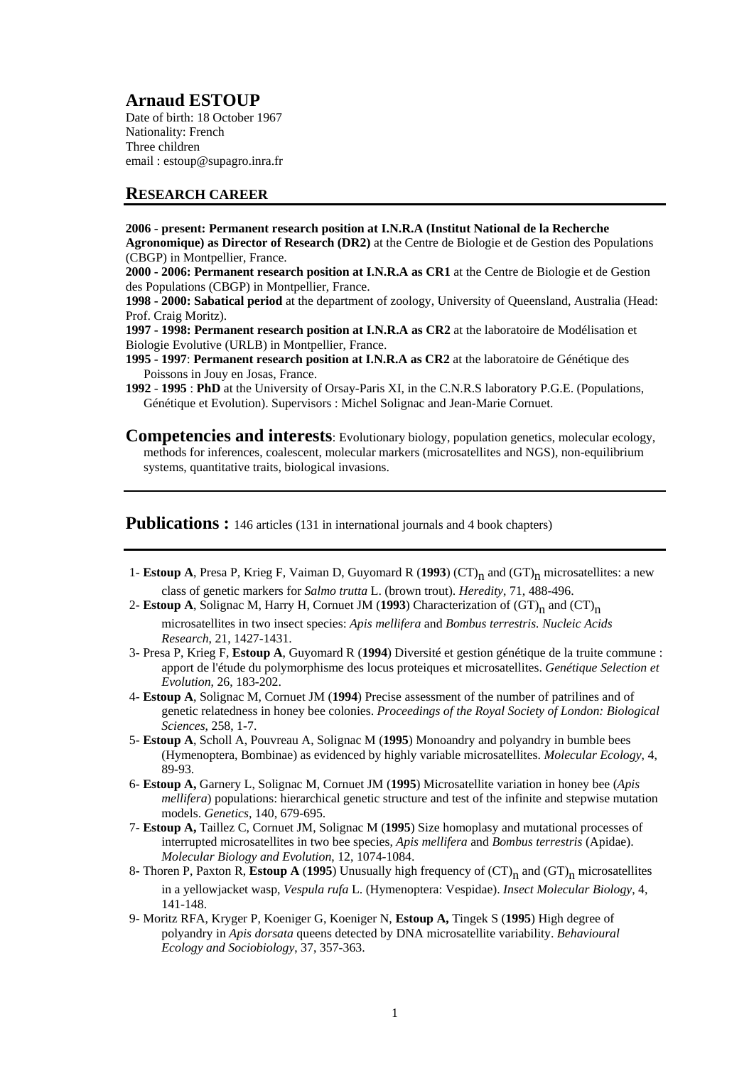# Arnaud ESTOUP

Date of birth: 18 October 1967
Nationality: French
Three children
email : estoup@supagro.inra.fr

## RESEARCH CAREER

**2006 - present: Permanent research position at I.N.R.A (Institut National de la Recherche Agronomique) as Director of Research (DR2)** at the Centre de Biologie et de Gestion des Populations (CBGP) in Montpellier, France.
**2000 - 2006: Permanent research position at I.N.R.A as CR1** at the Centre de Biologie et de Gestion des Populations (CBGP) in Montpellier, France.
**1998 - 2000: Sabatical period** at the department of zoology, University of Queensland, Australia (Head: Prof. Craig Moritz).
**1997 - 1998: Permanent research position at I.N.R.A as CR2** at the laboratoire de Modélisation et Biologie Evolutive (URLB) in Montpellier, France.
**1995 - 1997**: **Permanent research position at I.N.R.A as CR2** at the laboratoire de Génétique des Poissons in Jouy en Josas, France.
**1992** - **1995** : **PhD** at the University of Orsay-Paris XI, in the C.N.R.S laboratory P.G.E. (Populations, Génétique et Evolution). Supervisors : Michel Solignac and Jean-Marie Cornuet.

**Competencies and interests**: Evolutionary biology, population genetics, molecular ecology, methods for inferences, coalescent, molecular markers (microsatellites and NGS), non-equilibrium systems, quantitative traits, biological invasions.

**Publications :** 146 articles (131 in international journals and 4 book chapters)

1- **Estoup A**, Presa P, Krieg F, Vaiman D, Guyomard R (**1993**) $(CT)_n$ and $(GT)_n$ microsatellites: a new class of genetic markers for *Salmo trutta* L. (brown trout). *Heredity*, 71, 488-496.

2- **Estoup A**, Solignac M, Harry H, Cornuet JM (**1993**) Characterization of $(GT)_n$ and $(CT)_n$ microsatellites in two insect species: *Apis mellifera* and *Bombus terrestris. Nucleic Acids Research*, 21, 1427-1431.

3- Presa P, Krieg F, **Estoup A**, Guyomard R (**1994**) Diversité et gestion génétique de la truite commune : apport de l'étude du polymorphisme des locus proteiques et microsatellites. *Genétique Selection et Evolution*, 26, 183-202.

4- **Estoup A**, Solignac M, Cornuet JM (**1994**) Precise assessment of the number of patrilines and of genetic relatedness in honey bee colonies. *Proceedings of the Royal Society of London: Biological Sciences*, 258, 1-7.

5- **Estoup A**, Scholl A, Pouvreau A, Solignac M (**1995**) Monoandry and polyandry in bumble bees (Hymenoptera, Bombinae) as evidenced by highly variable microsatellites. *Molecular Ecology*, 4, 89-93.

6- **Estoup A,** Garnery L, Solignac M, Cornuet JM (**1995**) Microsatellite variation in honey bee (*Apis mellifera*) populations: hierarchical genetic structure and test of the infinite and stepwise mutation models. *Genetics*, 140, 679-695.

7- **Estoup A,** Taillez C, Cornuet JM, Solignac M (**1995**) Size homoplasy and mutational processes of interrupted microsatellites in two bee species, *Apis mellifera* and *Bombus terrestris* (Apidae). *Molecular Biology and Evolution*, 12, 1074-1084.

8- Thoren P, Paxton R, **Estoup A** (**1995**) Unusually high frequency of $(CT)_n$ and $(GT)_n$ microsatellites in a yellowjacket wasp, *Vespula rufa* L. (Hymenoptera: Vespidae). *Insect Molecular Biology*, 4, 141-148.

9- Moritz RFA, Kryger P, Koeniger G, Koeniger N, **Estoup A,** Tingek S (**1995**) High degree of polyandry in *Apis dorsata* queens detected by DNA microsatellite variability. *Behavioural Ecology and Sociobiology*, 37, 357-363.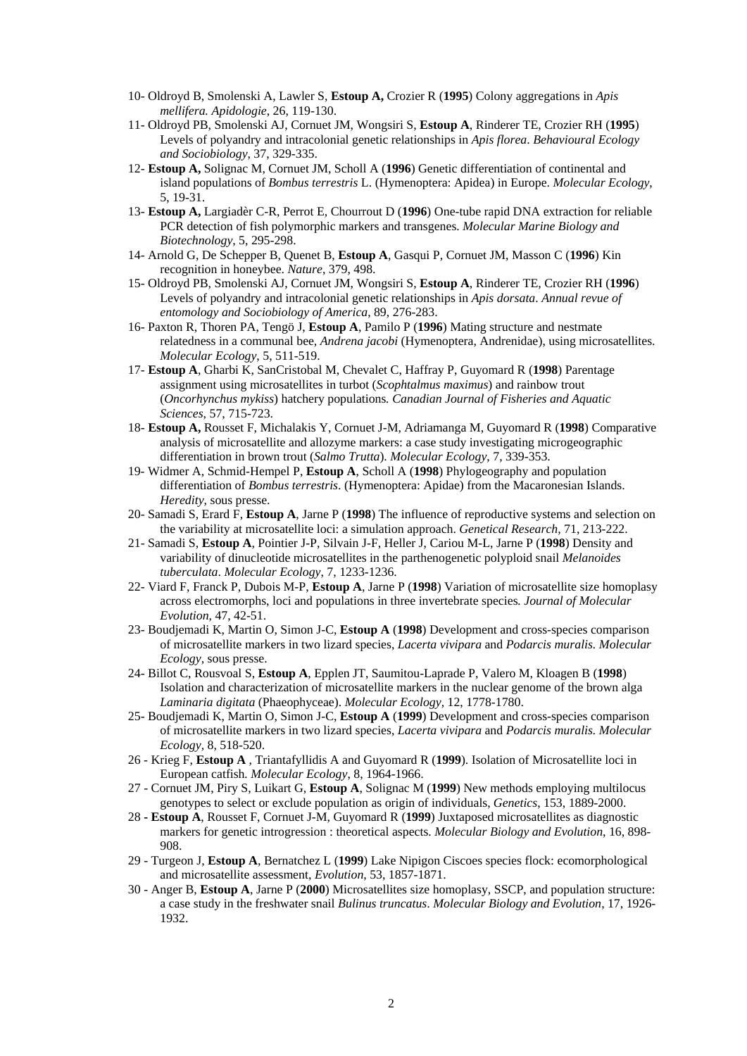10- Oldroyd B, Smolenski A, Lawler S, **Estoup A,** Crozier R (**1995**) Colony aggregations in *Apis mellifera. Apidologie*, 26, 119-130.

11- Oldroyd PB, Smolenski AJ, Cornuet JM, Wongsiri S, **Estoup A**, Rinderer TE, Crozier RH (**1995**) Levels of polyandry and intracolonial genetic relationships in *Apis florea*. *Behavioural Ecology and Sociobiology*, 37, 329-335.

12- **Estoup A,** Solignac M, Cornuet JM, Scholl A (**1996**) Genetic differentiation of continental and island populations of *Bombus terrestris* L. (Hymenoptera: Apidea) in Europe. *Molecular Ecology*, 5, 19-31.

13- **Estoup A,** Largiadèr C-R, Perrot E, Chourrout D (**1996**) One-tube rapid DNA extraction for reliable PCR detection of fish polymorphic markers and transgenes. *Molecular Marine Biology and Biotechnology*, 5, 295-298.

14- Arnold G, De Schepper B, Quenet B, **Estoup A**, Gasqui P, Cornuet JM, Masson C (**1996**) Kin recognition in honeybee. *Nature*, 379, 498.

15- Oldroyd PB, Smolenski AJ, Cornuet JM, Wongsiri S, **Estoup A**, Rinderer TE, Crozier RH (**1996**) Levels of polyandry and intracolonial genetic relationships in *Apis dorsata*. *Annual revue of entomology and Sociobiology of America*, 89, 276-283.

16- Paxton R, Thoren PA, Tengö J, **Estoup A**, Pamilo P (**1996**) Mating structure and nestmate relatedness in a communal bee, *Andrena jacobi* (Hymenoptera, Andrenidae), using microsatellites. *Molecular Ecology*, 5, 511-519.

17- **Estoup A**, Gharbi K, SanCristobal M, Chevalet C, Haffray P, Guyomard R (**1998**) Parentage assignment using microsatellites in turbot (*Scophtalmus maximus*) and rainbow trout (*Oncorhynchus mykiss*) hatchery populations*. Canadian Journal of Fisheries and Aquatic Sciences*, 57, 715-723.

18- **Estoup A,** Rousset F, Michalakis Y, Cornuet J-M, Adriamanga M, Guyomard R (**1998**) Comparative analysis of microsatellite and allozyme markers: a case study investigating microgeographic differentiation in brown trout (*Salmo Trutta*). *Molecular Ecology*, 7, 339-353.

19- Widmer A, Schmid-Hempel P, **Estoup A**, Scholl A (**1998**) Phylogeography and population differentiation of *Bombus terrestris*. (Hymenoptera: Apidae) from the Macaronesian Islands. *Heredity*, sous presse.

20- Samadi S, Erard F, **Estoup A**, Jarne P (**1998**) The influence of reproductive systems and selection on the variability at microsatellite loci: a simulation approach. *Genetical Research*, 71, 213-222.

21- Samadi S, **Estoup A**, Pointier J-P, Silvain J-F, Heller J, Cariou M-L, Jarne P (**1998**) Density and variability of dinucleotide microsatellites in the parthenogenetic polyploid snail *Melanoides tuberculata*. *Molecular Ecology*, 7, 1233-1236.

22- Viard F, Franck P, Dubois M-P, **Estoup A**, Jarne P (**1998**) Variation of microsatellite size homoplasy across electromorphs, loci and populations in three invertebrate species*. Journal of Molecular Evolution*, 47, 42-51.

23- Boudjemadi K, Martin O, Simon J-C, **Estoup A** (**1998**) Development and cross-species comparison of microsatellite markers in two lizard species, *Lacerta vivipara* and *Podarcis muralis*. *Molecular Ecology*, sous presse.

24- Billot C, Rousvoal S, **Estoup A**, Epplen JT, Saumitou-Laprade P, Valero M, Kloagen B (**1998**) Isolation and characterization of microsatellite markers in the nuclear genome of the brown alga *Laminaria digitata* (Phaeophyceae). *Molecular Ecology*, 12, 1778-1780.

25- Boudjemadi K, Martin O, Simon J-C, **Estoup A** (**1999**) Development and cross-species comparison of microsatellite markers in two lizard species, *Lacerta vivipara* and *Podarcis muralis*. *Molecular Ecology*, 8, 518-520.

26 - Krieg F, **Estoup A** , Triantafyllidis A and Guyomard R (**1999**). Isolation of Microsatellite loci in European catfish*. Molecular Ecology*, 8, 1964-1966.

27 - Cornuet JM, Piry S, Luikart G, **Estoup A**, Solignac M (**1999**) New methods employing multilocus genotypes to select or exclude population as origin of individuals, *Genetics*, 153, 1889-2000.

28 **- Estoup A**, Rousset F, Cornuet J-M, Guyomard R (**1999**) Juxtaposed microsatellites as diagnostic markers for genetic introgression : theoretical aspects. *Molecular Biology and Evolution*, 16, 898-908.

29 - Turgeon J, **Estoup A**, Bernatchez L (**1999**) Lake Nipigon Ciscoes species flock: ecomorphological and microsatellite assessment, *Evolution*, 53, 1857-1871.

30 - Anger B, **Estoup A**, Jarne P (**2000**) Microsatellites size homoplasy, SSCP, and population structure: a case study in the freshwater snail *Bulinus truncatus*. *Molecular Biology and Evolution*, 17, 1926-1932.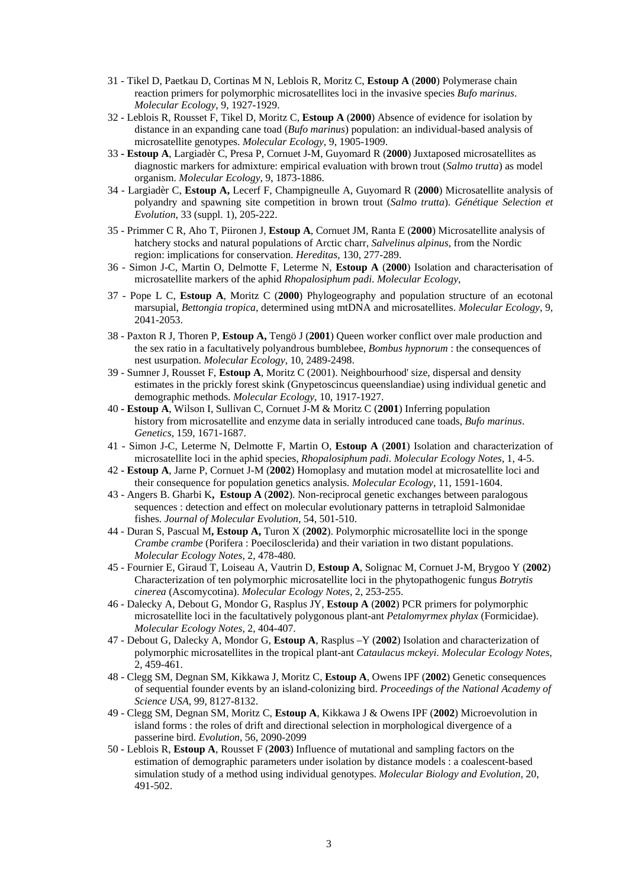31 - Tikel D, Paetkau D, Cortinas M N, Leblois R, Moritz C, **Estoup A** (**2000**) Polymerase chain reaction primers for polymorphic microsatellites loci in the invasive species *Bufo marinus*. *Molecular Ecology*, 9, 1927-1929.

32 - Leblois R, Rousset F, Tikel D, Moritz C, **Estoup A** (**2000**) Absence of evidence for isolation by distance in an expanding cane toad (*Bufo marinus*) population: an individual-based analysis of microsatellite genotypes. *Molecular Ecology*, 9, 1905-1909.

33 - **Estoup A**, Largiadèr C, Presa P, Cornuet J-M, Guyomard R (**2000**) Juxtaposed microsatellites as diagnostic markers for admixture: empirical evaluation with brown trout (*Salmo trutta*) as model organism. *Molecular Ecology*, 9, 1873-1886.

34 - Largiadèr C, **Estoup A,** Lecerf F, Champigneulle A, Guyomard R (**2000**) Microsatellite analysis of polyandry and spawning site competition in brown trout (*Salmo trutta*). *Génétique Selection et Evolution*, 33 (suppl. 1), 205-222.

35 - Primmer C R, Aho T, Piironen J, **Estoup A**, Cornuet JM, Ranta E (**2000**) Microsatellite analysis of hatchery stocks and natural populations of Arctic charr, *Salvelinus alpinus*, from the Nordic region: implications for conservation. *Hereditas*, 130, 277-289.

36 - Simon J-C, Martin O, Delmotte F, Leterme N, **Estoup A** (**2000**) Isolation and characterisation of microsatellite markers of the aphid *Rhopalosiphum padi*. *Molecular Ecology*,

37 - Pope L C, **Estoup A**, Moritz C (**2000**) Phylogeography and population structure of an ecotonal marsupial, *Bettongia tropica*, determined using mtDNA and microsatellites. *Molecular Ecology*, 9, 2041-2053.

38 - Paxton R J, Thoren P, **Estoup A,** Tengö J (**2001**) Queen worker conflict over male production and the sex ratio in a facultatively polyandrous bumblebee, *Bombus hypnorum* : the consequences of nest usurpation. *Molecular Ecology*, 10, 2489-2498.

39 - Sumner J, Rousset F, **Estoup A**, Moritz C (2001). Neighbourhood' size, dispersal and density estimates in the prickly forest skink (Gnypetoscincus queenslandiae) using individual genetic and demographic methods. *Molecular Ecology*, 10, 1917-1927.

40 - **Estoup A**, Wilson I, Sullivan C, Cornuet J-M & Moritz C (**2001**) Inferring population history from microsatellite and enzyme data in serially introduced cane toads, *Bufo marinus*. *Genetics*, 159, 1671-1687.

41 - Simon J-C, Leterme N, Delmotte F, Martin O, **Estoup A** (**2001**) Isolation and characterization of microsatellite loci in the aphid species, *Rhopalosiphum padi*. *Molecular Ecology Notes*, 1, 4-5.

42 - **Estoup A**, Jarne P, Cornuet J-M (**2002**) Homoplasy and mutation model at microsatellite loci and their consequence for population genetics analysis. *Molecular Ecology*, 11, 1591-1604.

43 - Angers B. Gharbi K**, Estoup A** (**2002**). Non-reciprocal genetic exchanges between paralogous sequences : detection and effect on molecular evolutionary patterns in tetraploid Salmonidae fishes. *Journal of Molecular Evolution*, 54, 501-510.

44 - Duran S, Pascual M**, Estoup A,** Turon X (**2002**). Polymorphic microsatellite loci in the sponge *Crambe crambe* (Porifera : Poecilosclerida) and their variation in two distant populations. *Molecular Ecology Notes,* 2, 478-480.

45 - Fournier E, Giraud T, Loiseau A, Vautrin D, **Estoup A**, Solignac M, Cornuet J-M, Brygoo Y (**2002**) Characterization of ten polymorphic microsatellite loci in the phytopathogenic fungus *Botrytis cinerea* (Ascomycotina). *Molecular Ecology Notes,* 2, 253-255.

46 - Dalecky A, Debout G, Mondor G, Rasplus JY, **Estoup A** (**2002**) PCR primers for polymorphic microsatellite loci in the facultatively polygonous plant-ant *Petalomyrmex phylax* (Formicidae). *Molecular Ecology Notes,* 2, 404-407.

47 - Debout G, Dalecky A, Mondor G, **Estoup A**, Rasplus –Y (**2002**) Isolation and characterization of polymorphic microsatellites in the tropical plant-ant *Cataulacus mckeyi*. *Molecular Ecology Notes,* 2, 459-461.

48 - Clegg SM, Degnan SM, Kikkawa J, Moritz C, **Estoup A**, Owens IPF (**2002**) Genetic consequences of sequential founder events by an island-colonizing bird. *Proceedings of the National Academy of Science USA*, 99, 8127-8132.

49 - Clegg SM, Degnan SM, Moritz C, **Estoup A**, Kikkawa J & Owens IPF (**2002**) Microevolution in island forms : the roles of drift and directional selection in morphological divergence of a passerine bird. *Evolution*, 56, 2090-2099

50 - Leblois R, **Estoup A**, Rousset F (**2003**) Influence of mutational and sampling factors on the estimation of demographic parameters under isolation by distance models : a coalescent-based simulation study of a method using individual genotypes. *Molecular Biology and Evolution*, 20, 491-502.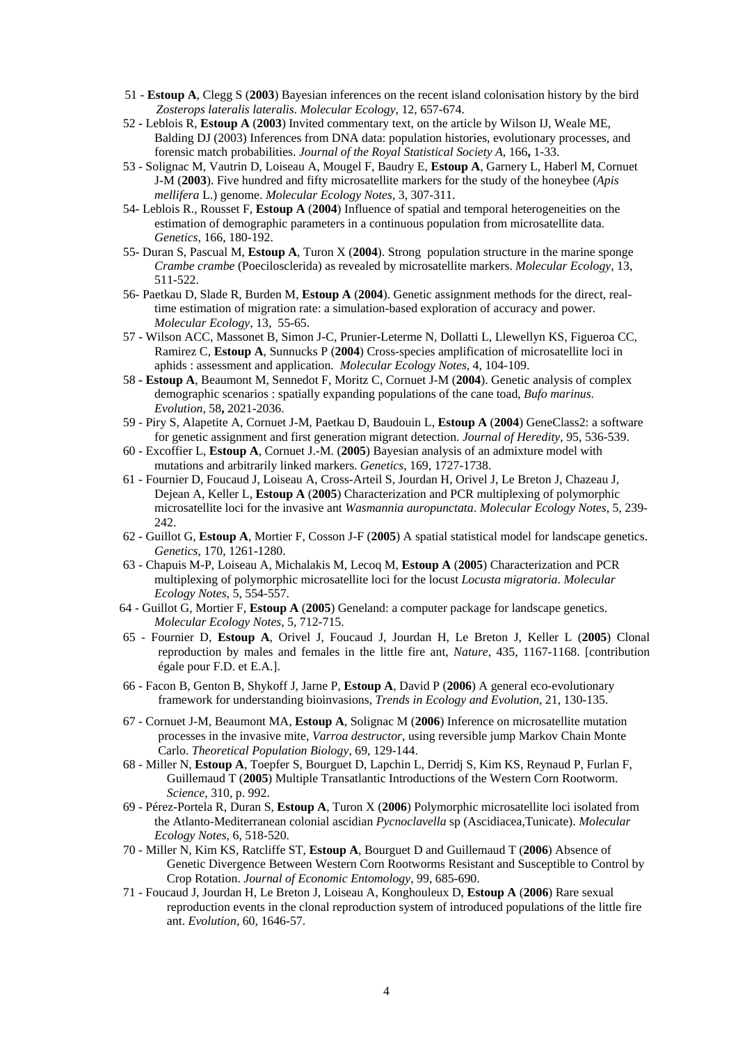51 - **Estoup A**, Clegg S (**2003**) Bayesian inferences on the recent island colonisation history by the bird *Zosterops lateralis lateralis*. *Molecular Ecology*, 12, 657-674.

52 - Leblois R, **Estoup A** (**2003**) Invited commentary text, on the article by Wilson IJ, Weale ME, Balding DJ (2003) Inferences from DNA data: population histories, evolutionary processes, and forensic match probabilities. *Journal of the Royal Statistical Society A*, 166**,** 1-33.

53 - Solignac M, Vautrin D, Loiseau A, Mougel F, Baudry E, **Estoup A**, Garnery L, Haberl M, Cornuet J-M (**2003**). Five hundred and fifty microsatellite markers for the study of the honeybee (*Apis mellifera* L.) genome. *Molecular Ecology Notes*, 3, 307-311.

54- Leblois R., Rousset F, **Estoup A** (**2004**) Influence of spatial and temporal heterogeneities on the estimation of demographic parameters in a continuous population from microsatellite data. *Genetics*, 166, 180-192.

55- Duran S, Pascual M, **Estoup A**, Turon X (**2004**). Strong population structure in the marine sponge *Crambe crambe* (Poecilosclerida) as revealed by microsatellite markers. *Molecular Ecology*, 13, 511-522.

56- Paetkau D, Slade R, Burden M, **Estoup A** (**2004**). Genetic assignment methods for the direct, real-time estimation of migration rate: a simulation-based exploration of accuracy and power. *Molecular Ecology*, 13, 55-65.

57 - Wilson ACC, Massonet B, Simon J-C, Prunier-Leterme N, Dollatti L, Llewellyn KS, Figueroa CC, Ramirez C, **Estoup A**, Sunnucks P (**2004**) Cross-species amplification of microsatellite loci in aphids : assessment and application. *Molecular Ecology Notes*, 4, 104-109.

58 - **Estoup A**, Beaumont M, Sennedot F, Moritz C, Cornuet J-M (**2004**). Genetic analysis of complex demographic scenarios : spatially expanding populations of the cane toad, *Bufo marinus*. *Evolution*, 58**,** 2021-2036.

59 - Piry S, Alapetite A, Cornuet J-M, Paetkau D, Baudouin L, **Estoup A** (**2004**) GeneClass2: a software for genetic assignment and first generation migrant detection. *Journal of Heredity*, 95, 536-539.

60 - Excoffier L, **Estoup A**, Cornuet J.-M. (**2005**) Bayesian analysis of an admixture model with mutations and arbitrarily linked markers. *Genetics*, 169, 1727-1738.

61 - Fournier D, Foucaud J, Loiseau A, Cross-Arteil S, Jourdan H, Orivel J, Le Breton J, Chazeau J, Dejean A, Keller L, **Estoup A** (**2005**) Characterization and PCR multiplexing of polymorphic microsatellite loci for the invasive ant *Wasmannia auropunctata*. *Molecular Ecology Notes*, 5, 239-242.

62 - Guillot G, **Estoup A**, Mortier F, Cosson J-F (**2005**) A spatial statistical model for landscape genetics. *Genetics*, 170, 1261-1280.

63 - Chapuis M-P, Loiseau A, Michalakis M, Lecoq M, **Estoup A** (**2005**) Characterization and PCR multiplexing of polymorphic microsatellite loci for the locust *Locusta migratoria*. *Molecular Ecology Notes*, 5, 554-557.

64 - Guillot G, Mortier F, **Estoup A** (**2005**) Geneland: a computer package for landscape genetics. *Molecular Ecology Notes*, 5, 712-715.

65 - Fournier D, **Estoup A**, Orivel J, Foucaud J, Jourdan H, Le Breton J, Keller L (**2005**) Clonal reproduction by males and females in the little fire ant, *Nature*, 435, 1167-1168. [contribution égale pour F.D. et E.A.].

66 - Facon B, Genton B, Shykoff J, Jarne P, **Estoup A**, David P (**2006**) A general eco-evolutionary framework for understanding bioinvasions, *Trends in Ecology and Evolution*, 21, 130-135.

67 - Cornuet J-M, Beaumont MA, **Estoup A**, Solignac M (**2006**) Inference on microsatellite mutation processes in the invasive mite, *Varroa destructor*, using reversible jump Markov Chain Monte Carlo. *Theoretical Population Biology*, 69, 129-144.

68 - Miller N, **Estoup A**, Toepfer S, Bourguet D, Lapchin L, Derridj S, Kim KS, Reynaud P, Furlan F, Guillemaud T (**2005**) Multiple Transatlantic Introductions of the Western Corn Rootworm. *Science*, 310, p. 992.

69 - Pérez-Portela R, Duran S, **Estoup A**, Turon X (**2006**) Polymorphic microsatellite loci isolated from the Atlanto-Mediterranean colonial ascidian *Pycnoclavella* sp (Ascidiacea,Tunicate). *Molecular Ecology Notes*, 6, 518-520.

70 - Miller N, Kim KS, Ratcliffe ST, **Estoup A**, Bourguet D and Guillemaud T (**2006**) Absence of Genetic Divergence Between Western Corn Rootworms Resistant and Susceptible to Control by Crop Rotation. *Journal of Economic Entomology*, 99, 685-690.

71 - Foucaud J, Jourdan H, Le Breton J, Loiseau A, Konghouleux D, **Estoup A** (**2006**) Rare sexual reproduction events in the clonal reproduction system of introduced populations of the little fire ant. *Evolution*, 60, 1646-57.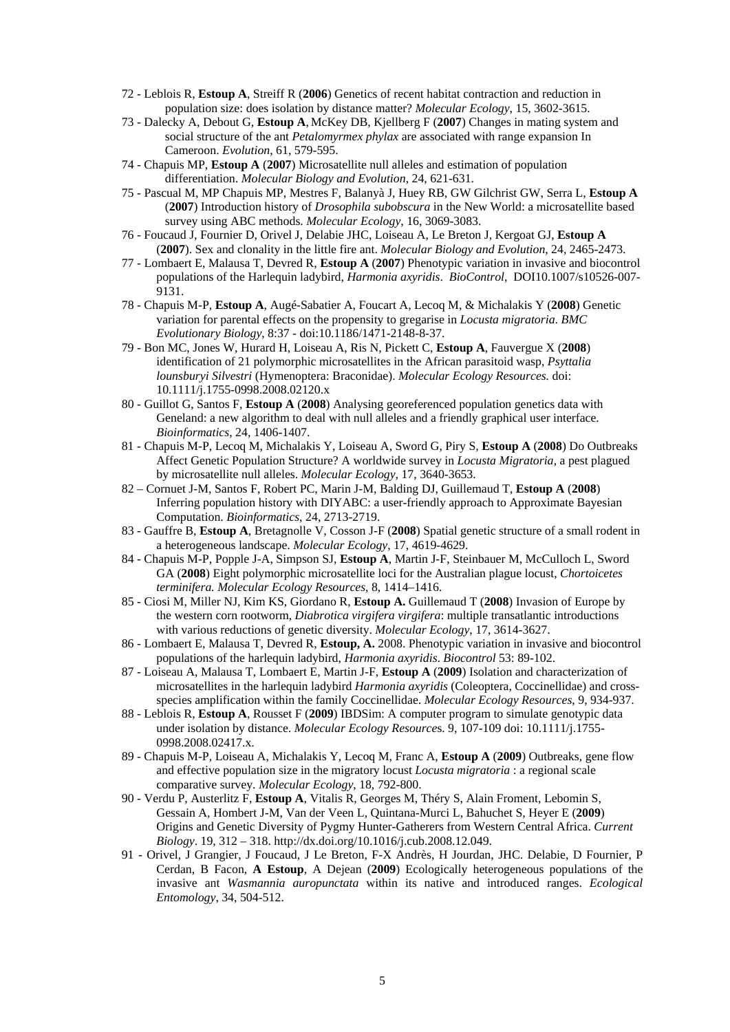72 - Leblois R, **Estoup A**, Streiff R (**2006**) Genetics of recent habitat contraction and reduction in population size: does isolation by distance matter? *Molecular Ecology*, 15, 3602-3615.

73 - Dalecky A, Debout G, **Estoup A**, McKey DB, Kjellberg F (**2007**) Changes in mating system and social structure of the ant *Petalomyrmex phylax* are associated with range expansion In Cameroon. *Evolution*, 61, 579-595.

74 - Chapuis MP, **Estoup A** (**2007**) Microsatellite null alleles and estimation of population differentiation. *Molecular Biology and Evolution*, 24, 621-631.

75 - Pascual M, MP Chapuis MP, Mestres F, Balanyà J, Huey RB, GW Gilchrist GW, Serra L, **Estoup A** (**2007**) Introduction history of *Drosophila subobscura* in the New World: a microsatellite based survey using ABC methods. *Molecular Ecology*, 16, 3069-3083.

76 - Foucaud J, Fournier D, Orivel J, Delabie JHC, Loiseau A, Le Breton J, Kergoat GJ, **Estoup A** (**2007**). Sex and clonality in the little fire ant. *Molecular Biology and Evolution*, 24, 2465-2473.

77 - Lombaert E, Malausa T, Devred R, **Estoup A** (**2007**) Phenotypic variation in invasive and biocontrol populations of the Harlequin ladybird, *Harmonia axyridis*. *BioControl*, DOI10.1007/s10526-007-9131.

78 - Chapuis M-P, **Estoup A**, Augé-Sabatier A, Foucart A, Lecoq M, & Michalakis Y (**2008**) Genetic variation for parental effects on the propensity to gregarise in *Locusta migratoria*. *BMC Evolutionary Biology*, 8:37 - doi:10.1186/1471-2148-8-37.

79 - Bon MC, Jones W, Hurard H, Loiseau A, Ris N, Pickett C, **Estoup A**, Fauvergue X (**2008**) identification of 21 polymorphic microsatellites in the African parasitoid wasp, *Psyttalia lounsburyi Silvestri* (Hymenoptera: Braconidae). *Molecular Ecology Resources.* doi: 10.1111/j.1755-0998.2008.02120.x

80 - Guillot G, Santos F, **Estoup A** (**2008**) Analysing georeferenced population genetics data with Geneland: a new algorithm to deal with null alleles and a friendly graphical user interface. *Bioinformatics*, 24, 1406-1407.

81 - Chapuis M-P, Lecoq M, Michalakis Y, Loiseau A, Sword G, Piry S, **Estoup A** (**2008**) Do Outbreaks Affect Genetic Population Structure? A worldwide survey in *Locusta Migratoria*, a pest plagued by microsatellite null alleles. *Molecular Ecology*, 17, 3640-3653.

82 – Cornuet J-M, Santos F, Robert PC, Marin J-M, Balding DJ, Guillemaud T, **Estoup A** (**2008**) Inferring population history with DIYABC: a user-friendly approach to Approximate Bayesian Computation. *Bioinformatics*, 24, 2713-2719.

83 - Gauffre B, **Estoup A**, Bretagnolle V, Cosson J-F (**2008**) Spatial genetic structure of a small rodent in a heterogeneous landscape. *Molecular Ecology*, 17, 4619-4629.

84 - Chapuis M-P, Popple J-A, Simpson SJ, **Estoup A**, Martin J-F, Steinbauer M, McCulloch L, Sword GA (**2008**) Eight polymorphic microsatellite loci for the Australian plague locust, *Chortoicetes terminifera. Molecular Ecology Resources*, 8, 1414–1416.

85 - Ciosi M, Miller NJ, Kim KS, Giordano R, **Estoup A.** Guillemaud T (**2008**) Invasion of Europe by the western corn rootworm, *Diabrotica virgifera virgifera*: multiple transatlantic introductions with various reductions of genetic diversity. *Molecular Ecology*, 17, 3614-3627.

86 - Lombaert E, Malausa T, Devred R, **Estoup, A.** 2008. Phenotypic variation in invasive and biocontrol populations of the harlequin ladybird, *Harmonia axyridis*. *Biocontrol* 53: 89-102.

87 - Loiseau A, Malausa T, Lombaert E, Martin J-F, **Estoup A** (**2009**) Isolation and characterization of microsatellites in the harlequin ladybird *Harmonia axyridis* (Coleoptera, Coccinellidae) and cross-species amplification within the family Coccinellidae. *Molecular Ecology Resources*, 9, 934-937.

88 - Leblois R, **Estoup A**, Rousset F (**2009**) IBDSim: A computer program to simulate genotypic data under isolation by distance. *Molecular Ecology Resource*s. 9, 107-109 doi: 10.1111/j.1755-0998.2008.02417.x.

89 - Chapuis M-P, Loiseau A, Michalakis Y, Lecoq M, Franc A, **Estoup A** (**2009**) Outbreaks, gene flow and effective population size in the migratory locust *Locusta migratoria* : a regional scale comparative survey. *Molecular Ecology*, 18, 792-800.

90 - Verdu P, Austerlitz F, **Estoup A**, Vitalis R, Georges M, Théry S, Alain Froment, Lebomin S, Gessain A, Hombert J-M, Van der Veen L, Quintana-Murci L, Bahuchet S, Heyer E (**2009**) Origins and Genetic Diversity of Pygmy Hunter-Gatherers from Western Central Africa. *Current Biology*. 19, 312 – 318. http://dx.doi.org/10.1016/j.cub.2008.12.049.

91 - Orivel, J Grangier, J Foucaud, J Le Breton, F-X Andrès, H Jourdan, JHC. Delabie, D Fournier, P Cerdan, B Facon, **A Estoup**, A Dejean (**2009**) Ecologically heterogeneous populations of the invasive ant *Wasmannia auropunctata* within its native and introduced ranges. *Ecological Entomology*, 34, 504-512.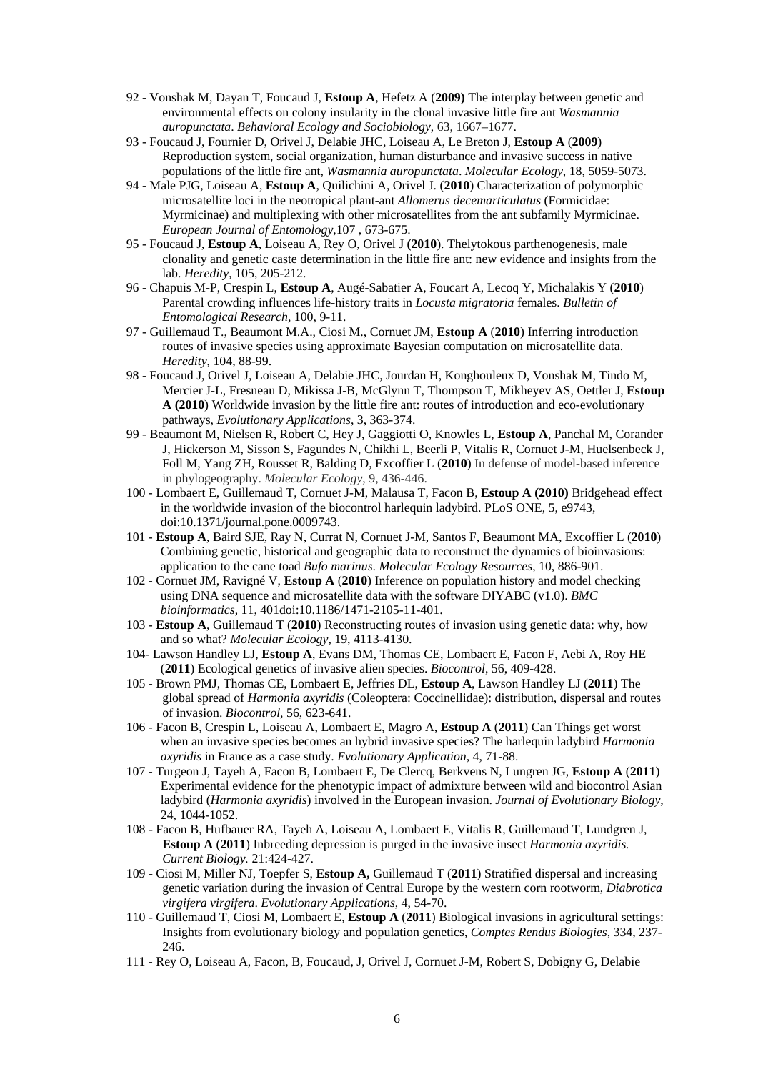92 - Vonshak M, Dayan T, Foucaud J, **Estoup A**, Hefetz A (**2009)** The interplay between genetic and environmental effects on colony insularity in the clonal invasive little fire ant *Wasmannia auropunctata*. *Behavioral Ecology and Sociobiology*, 63, 1667–1677.

93 - Foucaud J, Fournier D, Orivel J, Delabie JHC, Loiseau A, Le Breton J, **Estoup A** (**2009**) Reproduction system, social organization, human disturbance and invasive success in native populations of the little fire ant, *Wasmannia auropunctata*. *Molecular Ecology*, 18, 5059-5073.

94 - Male PJG, Loiseau A, **Estoup A**, Quilichini A, Orivel J. (**2010**) Characterization of polymorphic microsatellite loci in the neotropical plant-ant *Allomerus decemarticulatus* (Formicidae: Myrmicinae) and multiplexing with other microsatellites from the ant subfamily Myrmicinae. *European Journal of Entomology*,107 , 673-675.

95 - Foucaud J, **Estoup A**, Loiseau A, Rey O, Orivel J **(2010**). Thelytokous parthenogenesis, male clonality and genetic caste determination in the little fire ant: new evidence and insights from the lab. *Heredity*, 105, 205-212.

96 - Chapuis M-P, Crespin L, **Estoup A**, Augé-Sabatier A, Foucart A, Lecoq Y, Michalakis Y (**2010**) Parental crowding influences life-history traits in *Locusta migratoria* females. *Bulletin of Entomological Research*, 100, 9-11.

97 - Guillemaud T., Beaumont M.A., Ciosi M., Cornuet JM, **Estoup A** (**2010**) Inferring introduction routes of invasive species using approximate Bayesian computation on microsatellite data. *Heredity*, 104, 88-99.

98 - Foucaud J, Orivel J, Loiseau A, Delabie JHC, Jourdan H, Konghouleux D, Vonshak M, Tindo M, Mercier J-L, Fresneau D, Mikissa J-B, McGlynn T, Thompson T, Mikheyev AS, Oettler J, **Estoup A (2010**) Worldwide invasion by the little fire ant: routes of introduction and eco-evolutionary pathways, *Evolutionary Applications*, 3, 363-374.

99 - Beaumont M, Nielsen R, Robert C, Hey J, Gaggiotti O, Knowles L, **Estoup A**, Panchal M, Corander J, Hickerson M, Sisson S, Fagundes N, Chikhi L, Beerli P, Vitalis R, Cornuet J-M, Huelsenbeck J, Foll M, Yang ZH, Rousset R, Balding D, Excoffier L (**2010**) In defense of model-based inference in phylogeography. *Molecular Ecology*, 9, 436-446.

100 - Lombaert E, Guillemaud T, Cornuet J-M, Malausa T, Facon B, **Estoup A (2010)** Bridgehead effect in the worldwide invasion of the biocontrol harlequin ladybird. PLoS ONE, 5, e9743, doi:10.1371/journal.pone.0009743.

101 - **Estoup A**, Baird SJE, Ray N, Currat N, Cornuet J-M, Santos F, Beaumont MA, Excoffier L (**2010**) Combining genetic, historical and geographic data to reconstruct the dynamics of bioinvasions: application to the cane toad *Bufo marinus*. *Molecular Ecology Resources*, 10, 886-901.

102 - Cornuet JM, Ravigné V, **Estoup A** (**2010**) Inference on population history and model checking using DNA sequence and microsatellite data with the software DIYABC (v1.0). *BMC bioinformatics*, 11, 401doi:10.1186/1471-2105-11-401.

103 - **Estoup A**, Guillemaud T (**2010**) Reconstructing routes of invasion using genetic data: why, how and so what? *Molecular Ecology*, 19, 4113-4130.

104- Lawson Handley LJ, **Estoup A**, Evans DM, Thomas CE, Lombaert E, Facon F, Aebi A, Roy HE (**2011**) Ecological genetics of invasive alien species. *Biocontrol*, 56, 409-428.

105 - Brown PMJ, Thomas CE, Lombaert E, Jeffries DL, **Estoup A**, Lawson Handley LJ (**2011**) The global spread of *Harmonia axyridis* (Coleoptera: Coccinellidae): distribution, dispersal and routes of invasion. *Biocontrol*, 56, 623-641.

106 - Facon B, Crespin L, Loiseau A, Lombaert E, Magro A, **Estoup A** (**2011**) Can Things get worst when an invasive species becomes an hybrid invasive species? The harlequin ladybird *Harmonia axyridis* in France as a case study. *Evolutionary Application*, 4, 71-88.

107 - Turgeon J, Tayeh A, Facon B, Lombaert E, De Clercq, Berkvens N, Lungren JG, **Estoup A** (**2011**) Experimental evidence for the phenotypic impact of admixture between wild and biocontrol Asian ladybird (*Harmonia axyridis*) involved in the European invasion. *Journal of Evolutionary Biology*, 24, 1044-1052.

108 - Facon B, Hufbauer RA, Tayeh A, Loiseau A, Lombaert E, Vitalis R, Guillemaud T, Lundgren J, **Estoup A** (**2011**) Inbreeding depression is purged in the invasive insect *Harmonia axyridis. Current Biology.* 21:424-427.

109 - Ciosi M, Miller NJ, Toepfer S, **Estoup A,** Guillemaud T (**2011**) Stratified dispersal and increasing genetic variation during the invasion of Central Europe by the western corn rootworm, *Diabrotica virgifera virgifera*. *Evolutionary Applications*, 4, 54-70.

110 - Guillemaud T, Ciosi M, Lombaert E, **Estoup A** (**2011**) Biological invasions in agricultural settings: Insights from evolutionary biology and population genetics, *Comptes Rendus Biologies*, 334, 237-246.

111 - Rey O, Loiseau A, Facon, B, Foucaud, J, Orivel J, Cornuet J-M, Robert S, Dobigny G, Delabie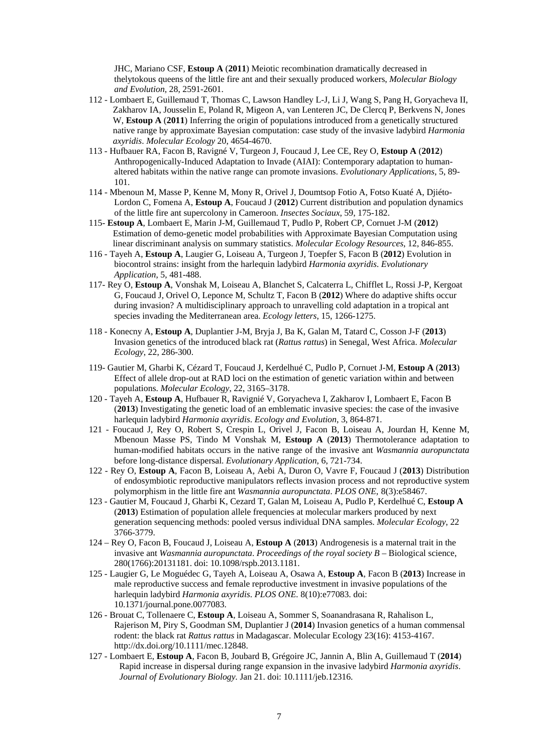JHC, Mariano CSF, **Estoup A** (**2011**) Meiotic recombination dramatically decreased in thelytokous queens of the little fire ant and their sexually produced workers, *Molecular Biology and Evolution*, 28, 2591-2601.

112 - Lombaert E, Guillemaud T, Thomas C, Lawson Handley L-J, Li J, Wang S, Pang H, Goryacheva II, Zakharov IA, Jousselin E, Poland R, Migeon A, van Lenteren JC, De Clercq P, Berkvens N, Jones W, **Estoup A** (**2011**) Inferring the origin of populations introduced from a genetically structured native range by approximate Bayesian computation: case study of the invasive ladybird *Harmonia axyridis*. *Molecular Ecology* 20, 4654-4670.

113 - Hufbauer RA, Facon B, Ravigné V, Turgeon J, Foucaud J, Lee CE, Rey O, **Estoup A** (**2012**) Anthropogenically-Induced Adaptation to Invade (AIAI): Contemporary adaptation to human-altered habitats within the native range can promote invasions. *Evolutionary Applications*, 5, 89-101.

114 - Mbenoun M, Masse P, Kenne M, Mony R, Orivel J, Doumtsop Fotio A, Fotso Kuaté A, Djiéto-Lordon C, Fomena A, **Estoup A**, Foucaud J (**2012**) Current distribution and population dynamics of the little fire ant supercolony in Cameroon. *Insectes Sociaux*, 59, 175-182.

115- **Estoup A**, Lombaert E, Marin J-M, Guillemaud T, Pudlo P, Robert CP, Cornuet J-M (**2012**) Estimation of demo-genetic model probabilities with Approximate Bayesian Computation using linear discriminant analysis on summary statistics. *Molecular Ecology Resources*, 12, 846-855.

116 - Tayeh A, **Estoup A**, Laugier G, Loiseau A, Turgeon J, Toepfer S, Facon B (**2012**) Evolution in biocontrol strains: insight from the harlequin ladybird *Harmonia axyridis*. *Evolutionary Application*, 5, 481-488.

117- Rey O, **Estoup A**, Vonshak M, Loiseau A, Blanchet S, Calcaterra L, Chifflet L, Rossi J-P, Kergoat G, Foucaud J, Orivel O, Leponce M, Schultz T, Facon B (**2012**) Where do adaptive shifts occur during invasion? A multidisciplinary approach to unravelling cold adaptation in a tropical ant species invading the Mediterranean area. *Ecology letters*, 15, 1266-1275.

118 - Konecny A, **Estoup A**, Duplantier J-M, Bryja J, Ba K, Galan M, Tatard C, Cosson J-F (**2013**) Invasion genetics of the introduced black rat (*Rattus rattus*) in Senegal, West Africa. *Molecular Ecology*, 22, 286-300.

119- Gautier M, Gharbi K, Cézard T, Foucaud J, Kerdelhué C, Pudlo P, Cornuet J-M, **Estoup A** (**2013**) Effect of allele drop-out at RAD loci on the estimation of genetic variation within and between populations. *Molecular Ecology*, 22, 3165–3178.

120 - Tayeh A, **Estoup A**, Hufbauer R, Ravignié V, Goryacheva I, Zakharov I, Lombaert E, Facon B (**2013**) Investigating the genetic load of an emblematic invasive species: the case of the invasive harlequin ladybird *Harmonia axyridis*. *Ecology and Evolution*, 3, 864-871.

121 - Foucaud J, Rey O, Robert S, Crespin L, Orivel J, Facon B, Loiseau A, Jourdan H, Kenne M, Mbenoun Masse PS, Tindo M Vonshak M, **Estoup A** (**2013**) Thermotolerance adaptation to human-modified habitats occurs in the native range of the invasive ant *Wasmannia auropunctata* before long-distance dispersal. *Evolutionary Application*, 6, 721-734.

122 - Rey O, **Estoup A**, Facon B, Loiseau A, Aebi A, Duron O, Vavre F, Foucaud J (**2013**) Distribution of endosymbiotic reproductive manipulators reflects invasion process and not reproductive system polymorphism in the little fire ant *Wasmannia auropunctata*. *PLOS ONE*, 8(3):e58467.

123 - Gautier M, Foucaud J, Gharbi K, Cezard T, Galan M, Loiseau A, Pudlo P, Kerdelhué C, **Estoup A** (**2013**) Estimation of population allele frequencies at molecular markers produced by next generation sequencing methods: pooled versus individual DNA samples. *Molecular Ecology*, 22 3766-3779.

124 – Rey O, Facon B, Foucaud J, Loiseau A, **Estoup A** (**2013**) Androgenesis is a maternal trait in the invasive ant *Wasmannia auropunctata*. *Proceedings of the royal society B* – Biological science, 280(1766):20131181. doi: 10.1098/rspb.2013.1181.

125 - Laugier G, Le Moguédec G, Tayeh A, Loiseau A, Osawa A, **Estoup A**, Facon B (**2013**) Increase in male reproductive success and female reproductive investment in invasive populations of the harlequin ladybird *Harmonia axyridis*. *PLOS ONE*. 8(10):e77083. doi: 10.1371/journal.pone.0077083.

126 - Brouat C, Tollenaere C, **Estoup A**, Loiseau A, Sommer S, Soanandrasana R, Rahalison L, Rajerison M, Piry S, Goodman SM, Duplantier J (**2014**) Invasion genetics of a human commensal rodent: the black rat *Rattus rattus* in Madagascar. Molecular Ecology 23(16): 4153-4167. http://dx.doi.org/10.1111/mec.12848.

127 - Lombaert E, **Estoup A**, Facon B, Joubard B, Grégoire JC, Jannin A, Blin A, Guillemaud T (**2014**) Rapid increase in dispersal during range expansion in the invasive ladybird *Harmonia axyridis*. *Journal of Evolutionary Biology*. Jan 21. doi: 10.1111/jeb.12316.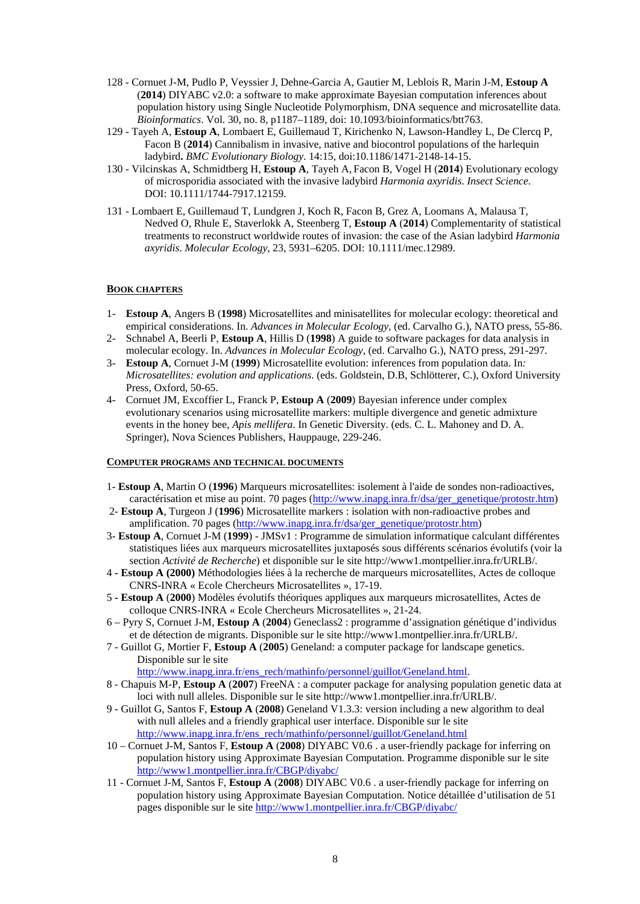128 - Cornuet J-M, Pudlo P, Veyssier J, Dehne-Garcia A, Gautier M, Leblois R, Marin J-M, **Estoup A** (**2014**) DIYABC v2.0: a software to make approximate Bayesian computation inferences about population history using Single Nucleotide Polymorphism, DNA sequence and microsatellite data. *Bioinformatics*. Vol. 30, no. 8, p1187–1189, doi: 10.1093/bioinformatics/btt763.

129 - Tayeh A, **Estoup A**, Lombaert E, Guillemaud T, Kirichenko N, Lawson-Handley L, De Clercq P, Facon B (**2014**) Cannibalism in invasive, native and biocontrol populations of the harlequin ladybird**.** *BMC Evolutionary Biology*. 14:15, doi:10.1186/1471-2148-14-15.

130 - Vilcinskas A, Schmidtberg H, **Estoup A**, Tayeh A, Facon B, Vogel H (**2014**) Evolutionary ecology of microsporidia associated with the invasive ladybird *Harmonia axyridis*. *Insect Science*. DOI: 10.1111/1744-7917.12159.

131 - Lombaert E, Guillemaud T, Lundgren J, Koch R, Facon B, Grez A, Loomans A, Malausa T, Nedved O, Rhule E, Staverlokk A, Steenberg T, **Estoup A** (**2014**) Complementarity of statistical treatments to reconstruct worldwide routes of invasion: the case of the Asian ladybird *Harmonia axyridis*. *Molecular Ecology*, 23, 5931–6205. DOI: 10.1111/mec.12989.

## BOOK CHAPTERS

1- **Estoup A**, Angers B (**1998**) Microsatellites and minisatellites for molecular ecology: theoretical and empirical considerations. In. *Advances in Molecular Ecology*, (ed. Carvalho G.), NATO press, 55-86.

2- Schnabel A, Beerli P, **Estoup A**, Hillis D (**1998**) A guide to software packages for data analysis in molecular ecology. In. *Advances in Molecular Ecology*, (ed. Carvalho G.), NATO press, 291-297.

3- **Estoup A**, Cornuet J-M (**1999**) Microsatellite evolution: inferences from population data. In*: Microsatellites: evolution and applications*. (eds. Goldstein, D.B, Schlötterer, C.), Oxford University Press, Oxford, 50-65.

4- Cornuet JM, Excoffier L, Franck P, **Estoup A** (**2009**) Bayesian inference under complex evolutionary scenarios using microsatellite markers: multiple divergence and genetic admixture events in the honey bee, *Apis mellifera*. In Genetic Diversity. (eds. C. L. Mahoney and D. A. Springer), Nova Sciences Publishers, Hauppauge, 229-246.

## COMPUTER PROGRAMS AND TECHNICAL DOCUMENTS

1- **Estoup A**, Martin O (**1996**) Marqueurs microsatellites: isolement à l'aide de sondes non-radioactives, caractérisation et mise au point. 70 pages (http://www.inapg.inra.fr/dsa/ger_genetique/protostr.htm)

2- **Estoup A**, Turgeon J (**1996**) Microsatellite markers : isolation with non-radioactive probes and amplification. 70 pages (http://www.inapg.inra.fr/dsa/ger_genetique/protostr.htm)

3- **Estoup A**, Cornuet J-M (**1999**) - JMSv1 : Programme de simulation informatique calculant différentes statistiques liées aux marqueurs microsatellites juxtaposés sous différents scénarios évolutifs (voir la section *Activité de Recherche*) et disponible sur le site http://www1.montpellier.inra.fr/URLB/.

4 - **Estoup A (2000)** Méthodologies liées à la recherche de marqueurs microsatellites, Actes de colloque CNRS-INRA « Ecole Chercheurs Microsatellites », 17-19.

5 - **Estoup A** (**2000**) Modèles évolutifs théoriques appliques aux marqueurs microsatellites, Actes de colloque CNRS-INRA « Ecole Chercheurs Microsatellites », 21-24.

6 – Pyry S, Cornuet J-M, **Estoup A** (**2004**) Geneclass2 : programme d'assignation génétique d'individus et de détection de migrants. Disponible sur le site http://www1.montpellier.inra.fr/URLB/.

7 - Guillot G, Mortier F, **Estoup A** (**2005**) Geneland: a computer package for landscape genetics. Disponible sur le site http://www.inapg.inra.fr/ens_rech/mathinfo/personnel/guillot/Geneland.html.

8 - Chapuis M-P, **Estoup A** (**2007**) FreeNA : a computer package for analysing population genetic data at loci with null alleles. Disponible sur le site http://www1.montpellier.inra.fr/URLB/.

9 - Guillot G, Santos F, **Estoup A** (**2008**) Geneland V1.3.3: version including a new algorithm to deal with null alleles and a friendly graphical user interface. Disponible sur le site http://www.inapg.inra.fr/ens_rech/mathinfo/personnel/guillot/Geneland.html

10 – Cornuet J-M, Santos F, **Estoup A** (**2008**) DIYABC V0.6 . a user-friendly package for inferring on population history using Approximate Bayesian Computation. Programme disponible sur le site http://www1.montpellier.inra.fr/CBGP/diyabc/

11 - Cornuet J-M, Santos F, **Estoup A** (**2008**) DIYABC V0.6 . a user-friendly package for inferring on population history using Approximate Bayesian Computation. Notice détaillée d'utilisation de 51 pages disponible sur le site http://www1.montpellier.inra.fr/CBGP/diyabc/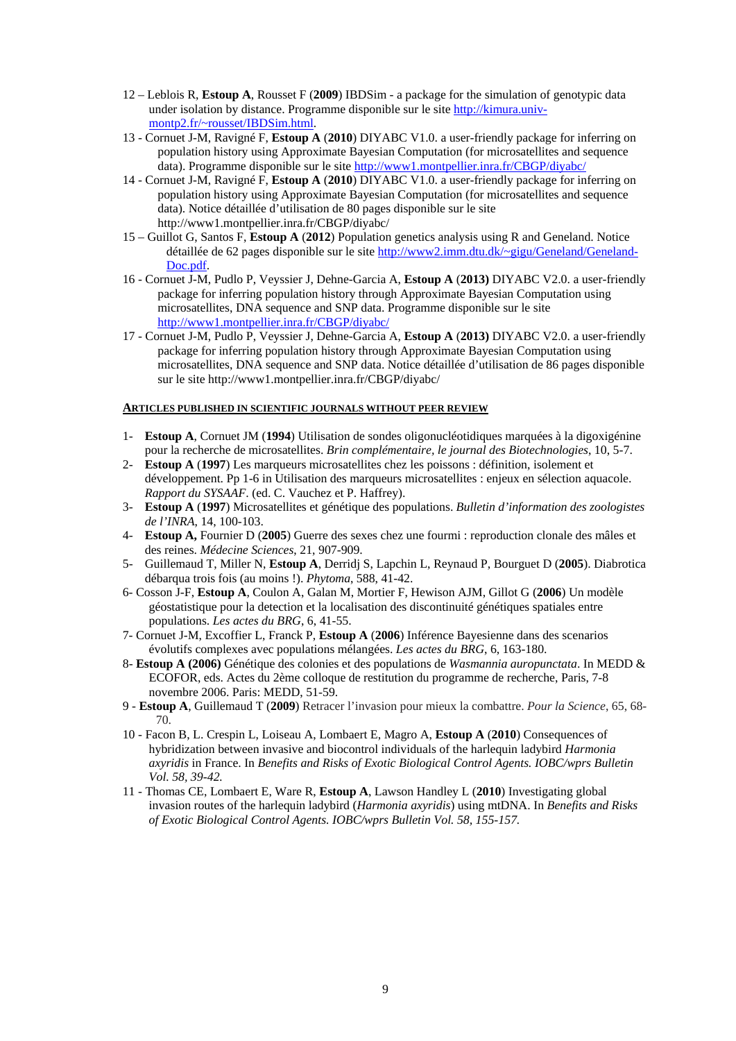12 – Leblois R, **Estoup A**, Rousset F (**2009**) IBDSim - a package for the simulation of genotypic data under isolation by distance. Programme disponible sur le site http://kimura.univ-montp2.fr/~rousset/IBDSim.html.

13 - Cornuet J-M, Ravigné F, **Estoup A** (**2010**) DIYABC V1.0. a user-friendly package for inferring on population history using Approximate Bayesian Computation (for microsatellites and sequence data). Programme disponible sur le site http://www1.montpellier.inra.fr/CBGP/diyabc/

14 - Cornuet J-M, Ravigné F, **Estoup A** (**2010**) DIYABC V1.0. a user-friendly package for inferring on population history using Approximate Bayesian Computation (for microsatellites and sequence data). Notice détaillée d'utilisation de 80 pages disponible sur le site http://www1.montpellier.inra.fr/CBGP/diyabc/

15 – Guillot G, Santos F, **Estoup A** (**2012**) Population genetics analysis using R and Geneland. Notice détaillée de 62 pages disponible sur le site http://www2.imm.dtu.dk/~gigu/Geneland/Geneland-Doc.pdf.

16 - Cornuet J-M, Pudlo P, Veyssier J, Dehne-Garcia A, **Estoup A** (**2013)** DIYABC V2.0. a user-friendly package for inferring population history through Approximate Bayesian Computation using microsatellites, DNA sequence and SNP data. Programme disponible sur le site http://www1.montpellier.inra.fr/CBGP/diyabc/

17 - Cornuet J-M, Pudlo P, Veyssier J, Dehne-Garcia A, **Estoup A** (**2013)** DIYABC V2.0. a user-friendly package for inferring population history through Approximate Bayesian Computation using microsatellites, DNA sequence and SNP data. Notice détaillée d'utilisation de 86 pages disponible sur le site http://www1.montpellier.inra.fr/CBGP/diyabc/

## ARTICLES PUBLISHED IN SCIENTIFIC JOURNALS WITHOUT PEER REVIEW

1- **Estoup A**, Cornuet JM (**1994**) Utilisation de sondes oligonucléotidiques marquées à la digoxigénine pour la recherche de microsatellites. *Brin complémentaire, le journal des Biotechnologies*, 10, 5-7.

2- **Estoup A** (**1997**) Les marqueurs microsatellites chez les poissons : définition, isolement et développement. Pp 1-6 in Utilisation des marqueurs microsatellites : enjeux en sélection aquacole. *Rapport du SYSAAF*. (ed. C. Vauchez et P. Haffrey).

3- **Estoup A** (**1997**) Microsatellites et génétique des populations. *Bulletin d'information des zoologistes de l'INRA*, 14, 100-103.

4- **Estoup A,** Fournier D (**2005**) Guerre des sexes chez une fourmi : reproduction clonale des mâles et des reines. *Médecine Sciences*, 21, 907-909.

5- Guillemaud T, Miller N, **Estoup A**, Derridj S, Lapchin L, Reynaud P, Bourguet D (**2005**). Diabrotica débarqua trois fois (au moins !). *Phytoma*, 588, 41-42.

6- Cosson J-F, **Estoup A**, Coulon A, Galan M, Mortier F, Hewison AJM, Gillot G (**2006**) Un modèle géostatistique pour la detection et la localisation des discontinuité génétiques spatiales entre populations. *Les actes du BRG*, 6, 41-55.

7- Cornuet J-M, Excoffier L, Franck P, **Estoup A** (**2006**) Inférence Bayesienne dans des scenarios évolutifs complexes avec populations mélangées. *Les actes du BRG*, 6, 163-180.

8- **Estoup A (2006)** Génétique des colonies et des populations de *Wasmannia auropunctata*. In MEDD & ECOFOR, eds. Actes du 2ème colloque de restitution du programme de recherche, Paris, 7-8 novembre 2006. Paris: MEDD, 51-59.

9 - **Estoup A**, Guillemaud T (**2009**) Retracer l'invasion pour mieux la combattre. *Pour la Science*, 65, 68-70.

10 - Facon B, L. Crespin L, Loiseau A, Lombaert E, Magro A, **Estoup A** (**2010**) Consequences of hybridization between invasive and biocontrol individuals of the harlequin ladybird *Harmonia axyridis* in France. In *Benefits and Risks of Exotic Biological Control Agents. IOBC/wprs Bulletin Vol. 58, 39-42.*

11 - Thomas CE, Lombaert E, Ware R, **Estoup A**, Lawson Handley L (**2010**) Investigating global invasion routes of the harlequin ladybird (*Harmonia axyridis*) using mtDNA. In *Benefits and Risks of Exotic Biological Control Agents. IOBC/wprs Bulletin Vol. 58, 155-157.*